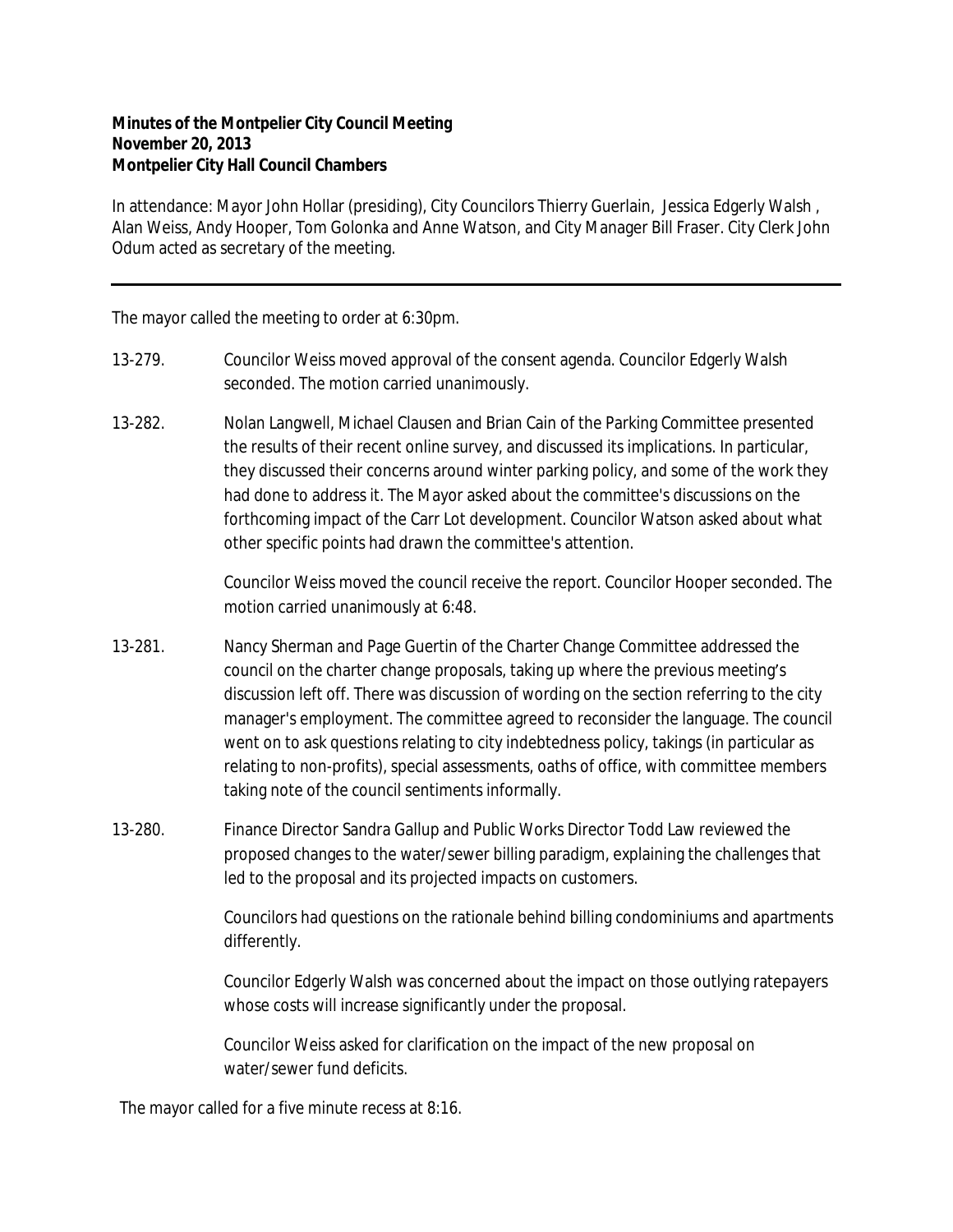**Minutes of the Montpelier City Council Meeting**
**November 20, 2013**
**Montpelier City Hall Council Chambers**

In attendance: Mayor John Hollar (presiding), City Councilors Thierry Guerlain, Jessica Edgerly Walsh , Alan Weiss, Andy Hooper, Tom Golonka and Anne Watson, and City Manager Bill Fraser. City Clerk John Odum acted as secretary of the meeting.

---

The mayor called the meeting to order at 6:30pm.

13-279. Councilor Weiss moved approval of the consent agenda. Councilor Edgerly Walsh seconded. The motion carried unanimously.

13-282. Nolan Langwell, Michael Clausen and Brian Cain of the Parking Committee presented the results of their recent online survey, and discussed its implications. In particular, they discussed their concerns around winter parking policy, and some of the work they had done to address it. The Mayor asked about the committee's discussions on the forthcoming impact of the Carr Lot development. Councilor Watson asked about what other specific points had drawn the committee's attention.

Councilor Weiss moved the council receive the report. Councilor Hooper seconded. The motion carried unanimously at 6:48.

13-281. Nancy Sherman and Page Guertin of the Charter Change Committee addressed the council on the charter change proposals, taking up where the previous meeting's discussion left off. There was discussion of wording on the section referring to the city manager's employment. The committee agreed to reconsider the language. The council went on to ask questions relating to city indebtedness policy, takings (in particular as relating to non-profits), special assessments, oaths of office, with committee members taking note of the council sentiments informally.

13-280. Finance Director Sandra Gallup and Public Works Director Todd Law reviewed the proposed changes to the water/sewer billing paradigm, explaining the challenges that led to the proposal and its projected impacts on customers.

Councilors had questions on the rationale behind billing condominiums and apartments differently.

Councilor Edgerly Walsh was concerned about the impact on those outlying ratepayers whose costs will increase significantly under the proposal.

Councilor Weiss asked for clarification on the impact of the new proposal on water/sewer fund deficits.

The mayor called for a five minute recess at 8:16.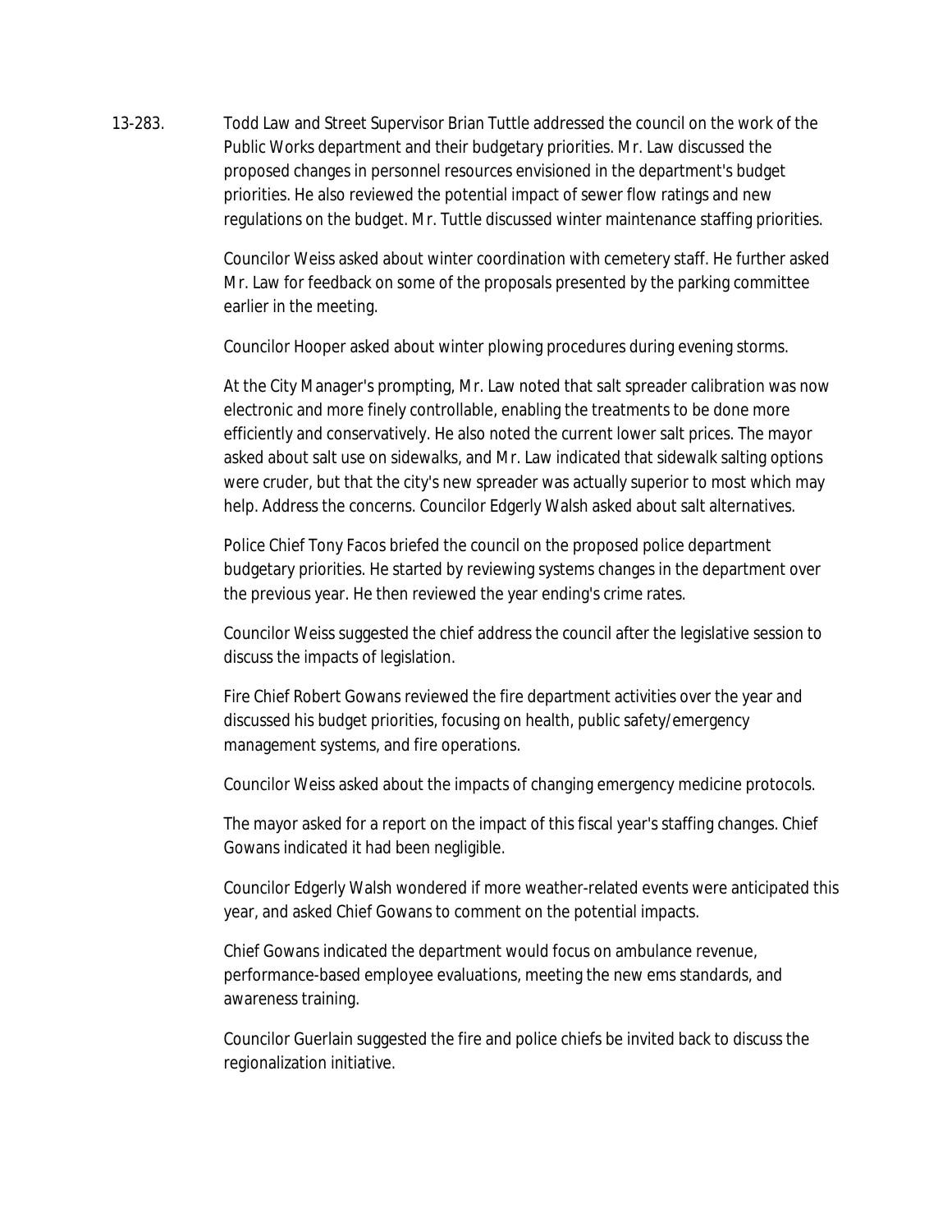13-283. Todd Law and Street Supervisor Brian Tuttle addressed the council on the work of the Public Works department and their budgetary priorities. Mr. Law discussed the proposed changes in personnel resources envisioned in the department's budget priorities. He also reviewed the potential impact of sewer flow ratings and new regulations on the budget. Mr. Tuttle discussed winter maintenance staffing priorities.

Councilor Weiss asked about winter coordination with cemetery staff. He further asked Mr. Law for feedback on some of the proposals presented by the parking committee earlier in the meeting.

Councilor Hooper asked about winter plowing procedures during evening storms.

At the City Manager's prompting, Mr. Law noted that salt spreader calibration was now electronic and more finely controllable, enabling the treatments to be done more efficiently and conservatively. He also noted the current lower salt prices. The mayor asked about salt use on sidewalks, and Mr. Law indicated that sidewalk salting options were cruder, but that the city's new spreader was actually superior to most which may help. Address the concerns. Councilor Edgerly Walsh asked about salt alternatives.

Police Chief Tony Facos briefed the council on the proposed police department budgetary priorities. He started by reviewing systems changes in the department over the previous year. He then reviewed the year ending's crime rates.

Councilor Weiss suggested the chief address the council after the legislative session to discuss the impacts of legislation.

Fire Chief Robert Gowans reviewed the fire department activities over the year and discussed his budget priorities, focusing on health, public safety/emergency management systems, and fire operations.

Councilor Weiss asked about the impacts of changing emergency medicine protocols.

The mayor asked for a report on the impact of this fiscal year's staffing changes. Chief Gowans indicated it had been negligible.

Councilor Edgerly Walsh wondered if more weather-related events were anticipated this year, and asked Chief Gowans to comment on the potential impacts.

Chief Gowans indicated the department would focus on ambulance revenue, performance-based employee evaluations, meeting the new ems standards, and awareness training.

Councilor Guerlain suggested the fire and police chiefs be invited back to discuss the regionalization initiative.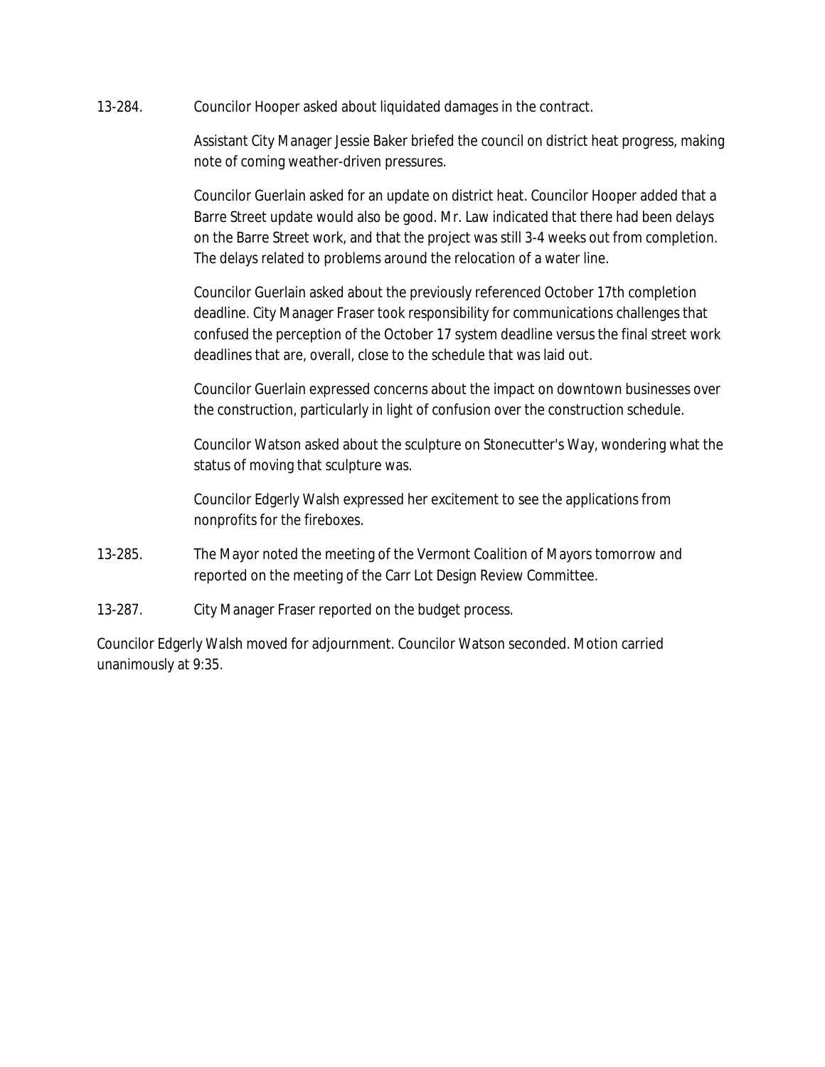13-284. Councilor Hooper asked about liquidated damages in the contract.

Assistant City Manager Jessie Baker briefed the council on district heat progress, making note of coming weather-driven pressures.

Councilor Guerlain asked for an update on district heat. Councilor Hooper added that a Barre Street update would also be good. Mr. Law indicated that there had been delays on the Barre Street work, and that the project was still 3-4 weeks out from completion. The delays related to problems around the relocation of a water line.

Councilor Guerlain asked about the previously referenced October 17th completion deadline. City Manager Fraser took responsibility for communications challenges that confused the perception of the October 17 system deadline versus the final street work deadlines that are, overall, close to the schedule that was laid out.

Councilor Guerlain expressed concerns about the impact on downtown businesses over the construction, particularly in light of confusion over the construction schedule.

Councilor Watson asked about the sculpture on Stonecutter's Way, wondering what the status of moving that sculpture was.

Councilor Edgerly Walsh expressed her excitement to see the applications from nonprofits for the fireboxes.

13-285. The Mayor noted the meeting of the Vermont Coalition of Mayors tomorrow and reported on the meeting of the Carr Lot Design Review Committee.

13-287. City Manager Fraser reported on the budget process.

Councilor Edgerly Walsh moved for adjournment. Councilor Watson seconded. Motion carried unanimously at 9:35.